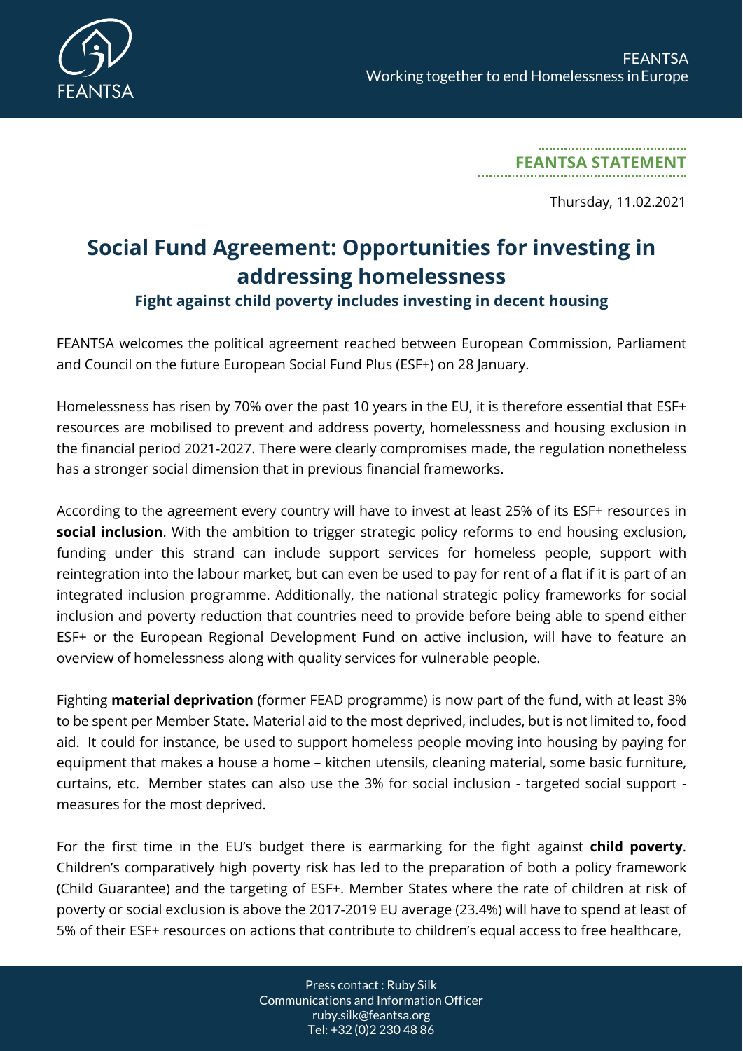**FEANTSA STATEMENT**

Thursday, 11.02.2021

# Social Fund Agreement: Opportunities for investing in addressing homelessness

## Fight against child poverty includes investing in decent housing

FEANTSA welcomes the political agreement reached between European Commission, Parliament and Council on the future European Social Fund Plus (ESF+) on 28 January.

Homelessness has risen by 70% over the past 10 years in the EU, it is therefore essential that ESF+ resources are mobilised to prevent and address poverty, homelessness and housing exclusion in the financial period 2021-2027. There were clearly compromises made, the regulation nonetheless has a stronger social dimension that in previous financial frameworks.

According to the agreement every country will have to invest at least 25% of its ESF+ resources in **social inclusion**. With the ambition to trigger strategic policy reforms to end housing exclusion, funding under this strand can include support services for homeless people, support with reintegration into the labour market, but can even be used to pay for rent of a flat if it is part of an integrated inclusion programme. Additionally, the national strategic policy frameworks for social inclusion and poverty reduction that countries need to provide before being able to spend either ESF+ or the European Regional Development Fund on active inclusion, will have to feature an overview of homelessness along with quality services for vulnerable people.

Fighting **material deprivation** (former FEAD programme) is now part of the fund, with at least 3% to be spent per Member State. Material aid to the most deprived, includes, but is not limited to, food aid. It could for instance, be used to support homeless people moving into housing by paying for equipment that makes a house a home – kitchen utensils, cleaning material, some basic furniture, curtains, etc. Member states can also use the 3% for social inclusion - targeted social support - measures for the most deprived.

For the first time in the EU's budget there is earmarking for the fight against **child poverty**. Children's comparatively high poverty risk has led to the preparation of both a policy framework (Child Guarantee) and the targeting of ESF+. Member States where the rate of children at risk of poverty or social exclusion is above the 2017-2019 EU average (23.4%) will have to spend at least of 5% of their ESF+ resources on actions that contribute to children's equal access to free healthcare,

Press contact : Ruby Silk
Communications and Information Officer
ruby.silk@feantsa.org
Tel: +32 (0)2 230 48 86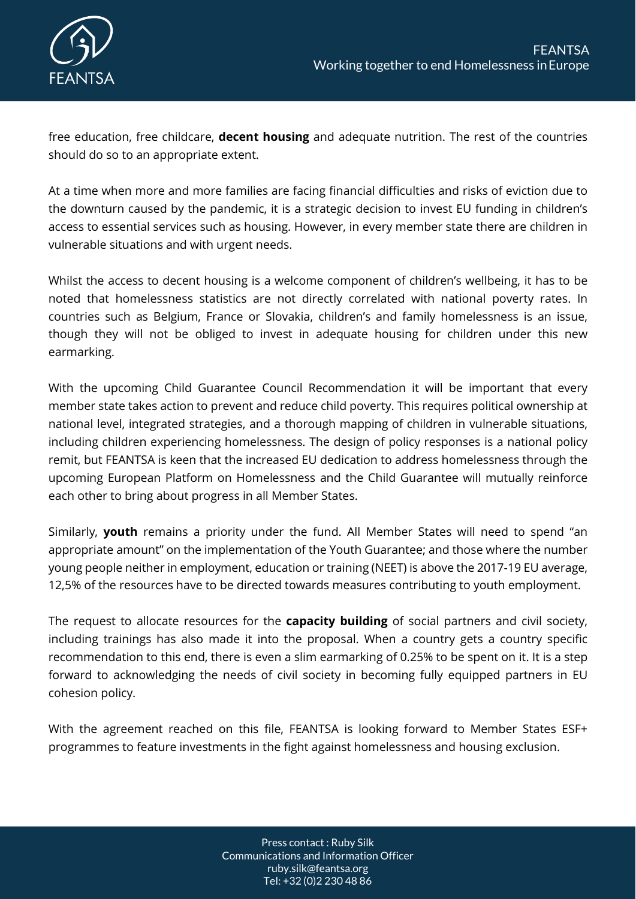free education, free childcare, **decent housing** and adequate nutrition. The rest of the countries should do so to an appropriate extent.

At a time when more and more families are facing financial difficulties and risks of eviction due to the downturn caused by the pandemic, it is a strategic decision to invest EU funding in children's access to essential services such as housing. However, in every member state there are children in vulnerable situations and with urgent needs.

Whilst the access to decent housing is a welcome component of children's wellbeing, it has to be noted that homelessness statistics are not directly correlated with national poverty rates. In countries such as Belgium, France or Slovakia, children's and family homelessness is an issue, though they will not be obliged to invest in adequate housing for children under this new earmarking.

With the upcoming Child Guarantee Council Recommendation it will be important that every member state takes action to prevent and reduce child poverty. This requires political ownership at national level, integrated strategies, and a thorough mapping of children in vulnerable situations, including children experiencing homelessness. The design of policy responses is a national policy remit, but FEANTSA is keen that the increased EU dedication to address homelessness through the upcoming European Platform on Homelessness and the Child Guarantee will mutually reinforce each other to bring about progress in all Member States.

Similarly, **youth** remains a priority under the fund. All Member States will need to spend "an appropriate amount" on the implementation of the Youth Guarantee; and those where the number young people neither in employment, education or training (NEET) is above the 2017-19 EU average, 12,5% of the resources have to be directed towards measures contributing to youth employment.

The request to allocate resources for the **capacity building** of social partners and civil society, including trainings has also made it into the proposal. When a country gets a country specific recommendation to this end, there is even a slim earmarking of 0.25% to be spent on it. It is a step forward to acknowledging the needs of civil society in becoming fully equipped partners in EU cohesion policy.

With the agreement reached on this file, FEANTSA is looking forward to Member States ESF+ programmes to feature investments in the fight against homelessness and housing exclusion.

Press contact : Ruby Silk
Communications and Information Officer
ruby.silk@feantsa.org
Tel: +32 (0)2 230 48 86